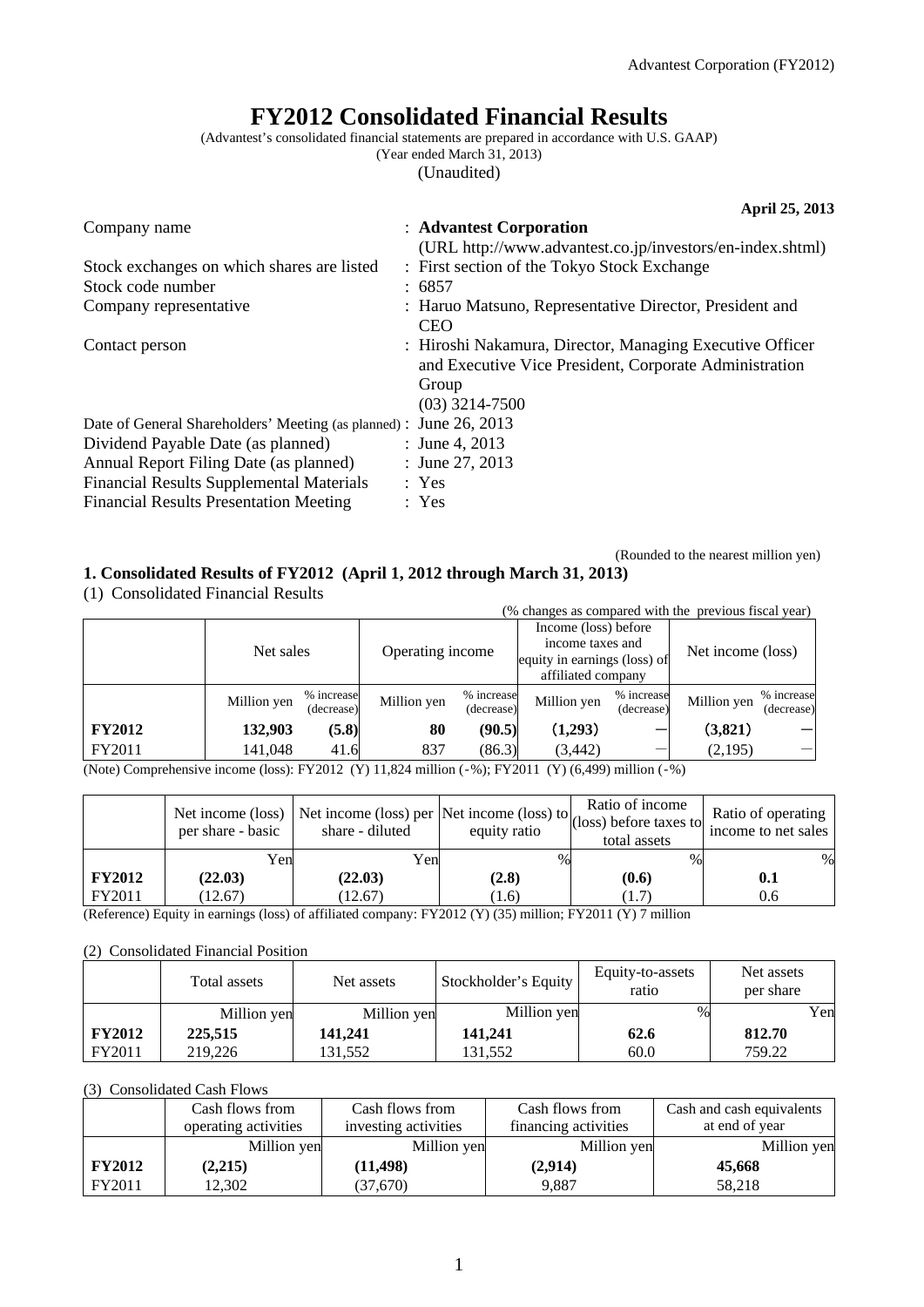# FY2012 Consolidated Financial Results

(Advantest's consolidated financial statements are prepared in accordance with U.S. GAAP)
(Year ended March 31, 2013)
(Unaudited)

**April 25, 2013**

| | |
|---|---|
| Company name | : **Advantest Corporation** (URL http://www.advantest.co.jp/investors/en-index.shtml) |
| Stock exchanges on which shares are listed | : First section of the Tokyo Stock Exchange |
| Stock code number | : 6857 |
| Company representative | : Haruo Matsuno, Representative Director, President and CEO |
| Contact person | : Hiroshi Nakamura, Director, Managing Executive Officer and Executive Vice President, Corporate Administration Group (03) 3214-7500 |
| Date of General Shareholders' Meeting (as planned) | : June 26, 2013 |
| Dividend Payable Date (as planned) | : June 4, 2013 |
| Annual Report Filing Date (as planned) | : June 27, 2013 |
| Financial Results Supplemental Materials | : Yes |
| Financial Results Presentation Meeting | : Yes |

(Rounded to the nearest million yen)

## 1. Consolidated Results of FY2012 (April 1, 2012 through March 31, 2013)

(1) Consolidated Financial Results

(% changes as compared with the previous fiscal year)

| | Net sales | | Operating income | | Income (loss) before income taxes and equity in earnings (loss) of affiliated company | | Net income (loss) | |
|---|---|---|---|---|---|---|---|---|
| | Million yen | % increase (decrease) | Million yen | % increase (decrease) | Million yen | % increase (decrease) | Million yen | % increase (decrease) |
| **FY2012** | **132,903** | **(5.8)** | **80** | **(90.5)** | **(1,293)** | **—** | **(3,821)** | **—** |
| FY2011 | 141,048 | 41.6 | 837 | (86.3) | (3,442) | — | (2,195) | — |

(Note) Comprehensive income (loss): FY2012 (Y) 11,824 million (-%); FY2011 (Y) (6,499) million (-%)

| | Net income (loss) per share - basic | Net income (loss) per share - diluted | Net income (loss) to equity ratio | Ratio of income (loss) before taxes to total assets | Ratio of operating income to net sales |
|---|---|---|---|---|---|
| | Yen | Yen | % | % | % |
| **FY2012** | **(22.03)** | **(22.03)** | **(2.8)** | **(0.6)** | **0.1** |
| FY2011 | (12.67) | (12.67) | (1.6) | (1.7) | 0.6 |

(Reference) Equity in earnings (loss) of affiliated company: FY2012 (Y) (35) million; FY2011 (Y) 7 million

(2) Consolidated Financial Position

| | Total assets | Net assets | Stockholder's Equity | Equity-to-assets ratio | Net assets per share |
|---|---|---|---|---|---|
| | Million yen | Million yen | Million yen | % | Yen |
| **FY2012** | **225,515** | **141,241** | **141,241** | **62.6** | **812.70** |
| FY2011 | 219,226 | 131,552 | 131,552 | 60.0 | 759.22 |

(3) Consolidated Cash Flows

| | Cash flows from operating activities | Cash flows from investing activities | Cash flows from financing activities | Cash and cash equivalents at end of year |
|---|---|---|---|---|
| | Million yen | Million yen | Million yen | Million yen |
| **FY2012** | **(2,215)** | **(11,498)** | **(2,914)** | **45,668** |
| FY2011 | 12,302 | (37,670) | 9,887 | 58,218 |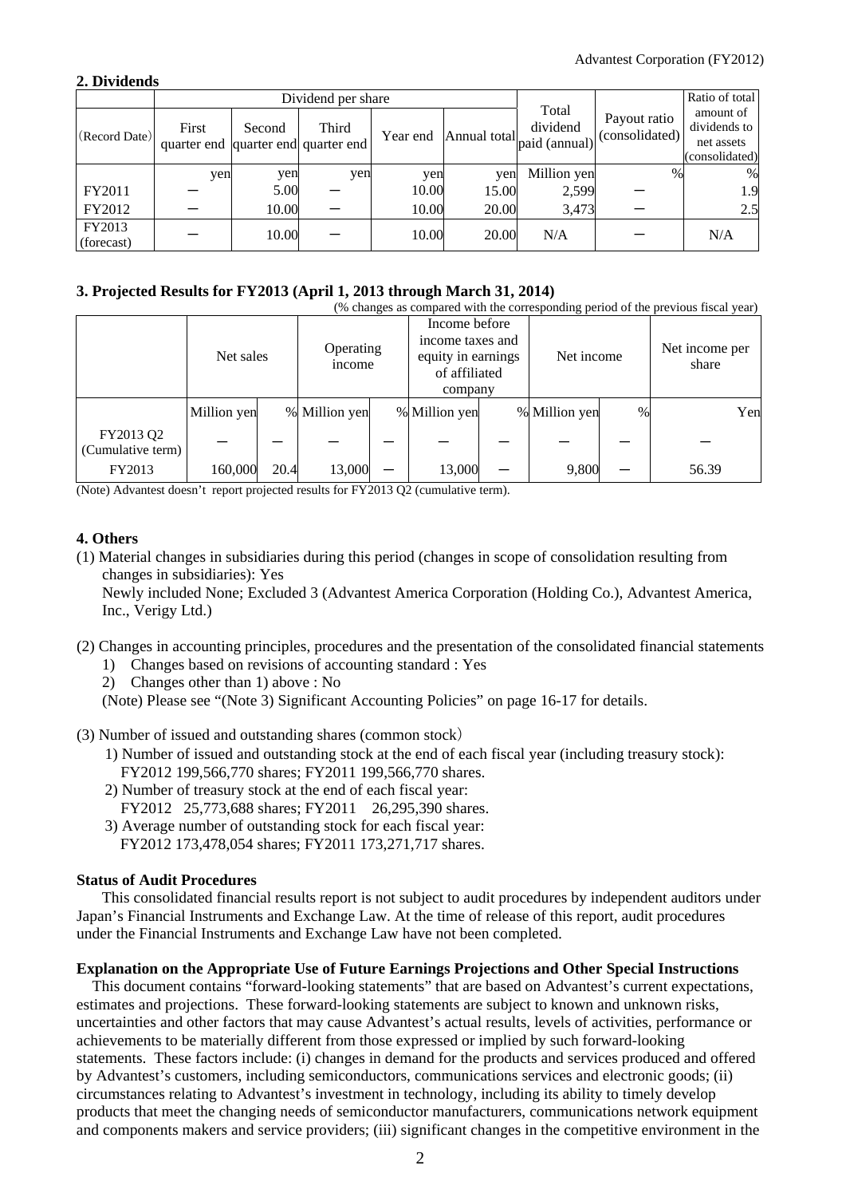## 2. Dividends

| (Record Date) | Dividend per share | | | | | Total dividend paid (annual) | Payout ratio (consolidated) | Ratio of total amount of dividends to net assets (consolidated) |
|---|---|---|---|---|---|---|---|---|
| | First quarter end | Second quarter end | Third quarter end | Year end | Annual total | | | |
| | yen | yen | yen | yen | yen | Million yen | % | % |
| FY2011 | — | 5.00 | — | 10.00 | 15.00 | 2,599 | — | 1.9 |
| FY2012 | — | 10.00 | — | 10.00 | 20.00 | 3,473 | — | 2.5 |
| FY2013 (forecast) | — | 10.00 | — | 10.00 | 20.00 | N/A | — | N/A |

## 3. Projected Results for FY2013 (April 1, 2013 through March 31, 2014)

(% changes as compared with the corresponding period of the previous fiscal year)

| | Net sales | | Operating income | | Income before income taxes and equity in earnings of affiliated company | | Net income | | Net income per share |
|---|---|---|---|---|---|---|---|---|---|
| | Million yen | % | Million yen | % | Million yen | % | Million yen | % | Yen |
| FY2013 Q2 (Cumulative term) | — | — | — | — | — | — | — | — | — |
| FY2013 | 160,000 | 20.4 | 13,000 | — | 13,000 | — | 9,800 | — | 56.39 |

(Note) Advantest doesn't report projected results for FY2013 Q2 (cumulative term).

## 4. Others

(1) Material changes in subsidiaries during this period (changes in scope of consolidation resulting from changes in subsidiaries): Yes

Newly included None; Excluded 3 (Advantest America Corporation (Holding Co.), Advantest America, Inc., Verigy Ltd.)

(2) Changes in accounting principles, procedures and the presentation of the consolidated financial statements

1) Changes based on revisions of accounting standard : Yes
2) Changes other than 1) above : No

(Note) Please see "(Note 3) Significant Accounting Policies" on page 16-17 for details.

(3) Number of issued and outstanding shares (common stock)

1) Number of issued and outstanding stock at the end of each fiscal year (including treasury stock): FY2012 199,566,770 shares; FY2011 199,566,770 shares.
2) Number of treasury stock at the end of each fiscal year: FY2012 25,773,688 shares; FY2011 26,295,390 shares.
3) Average number of outstanding stock for each fiscal year: FY2012 173,478,054 shares; FY2011 173,271,717 shares.

**Status of Audit Procedures**

This consolidated financial results report is not subject to audit procedures by independent auditors under Japan's Financial Instruments and Exchange Law. At the time of release of this report, audit procedures under the Financial Instruments and Exchange Law have not been completed.

**Explanation on the Appropriate Use of Future Earnings Projections and Other Special Instructions**

This document contains "forward-looking statements" that are based on Advantest's current expectations, estimates and projections. These forward-looking statements are subject to known and unknown risks, uncertainties and other factors that may cause Advantest's actual results, levels of activities, performance or achievements to be materially different from those expressed or implied by such forward-looking statements. These factors include: (i) changes in demand for the products and services produced and offered by Advantest's customers, including semiconductors, communications services and electronic goods; (ii) circumstances relating to Advantest's investment in technology, including its ability to timely develop products that meet the changing needs of semiconductor manufacturers, communications network equipment and components makers and service providers; (iii) significant changes in the competitive environment in the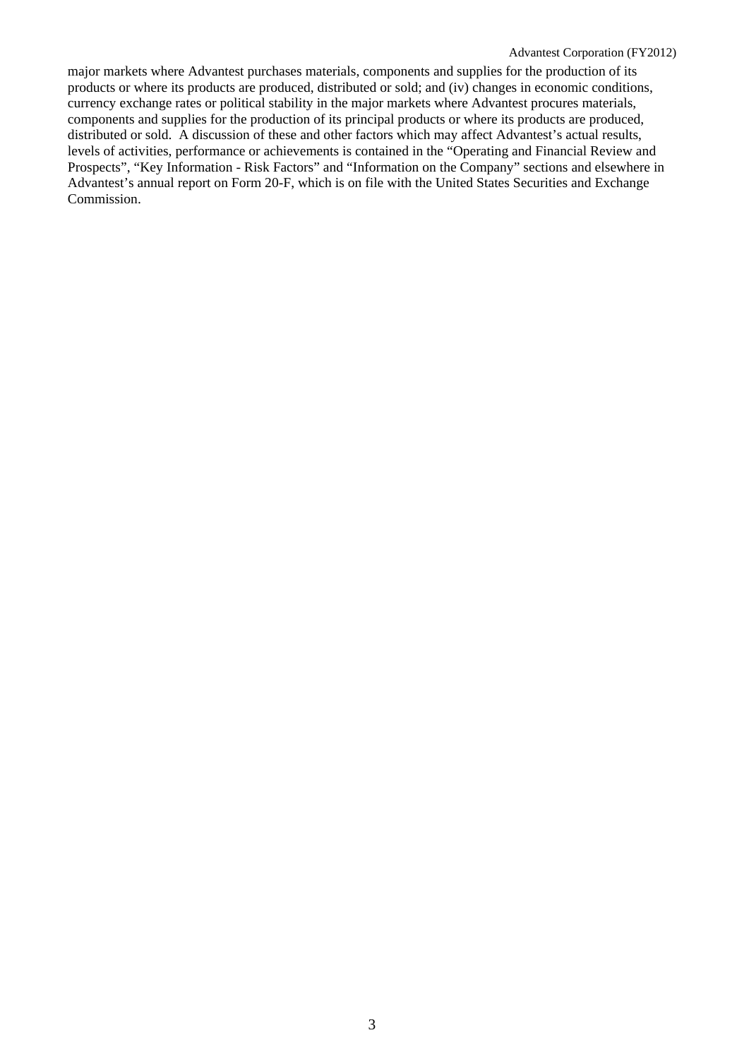major markets where Advantest purchases materials, components and supplies for the production of its products or where its products are produced, distributed or sold; and (iv) changes in economic conditions, currency exchange rates or political stability in the major markets where Advantest procures materials, components and supplies for the production of its principal products or where its products are produced, distributed or sold. A discussion of these and other factors which may affect Advantest's actual results, levels of activities, performance or achievements is contained in the "Operating and Financial Review and Prospects", "Key Information - Risk Factors" and "Information on the Company" sections and elsewhere in Advantest's annual report on Form 20-F, which is on file with the United States Securities and Exchange Commission.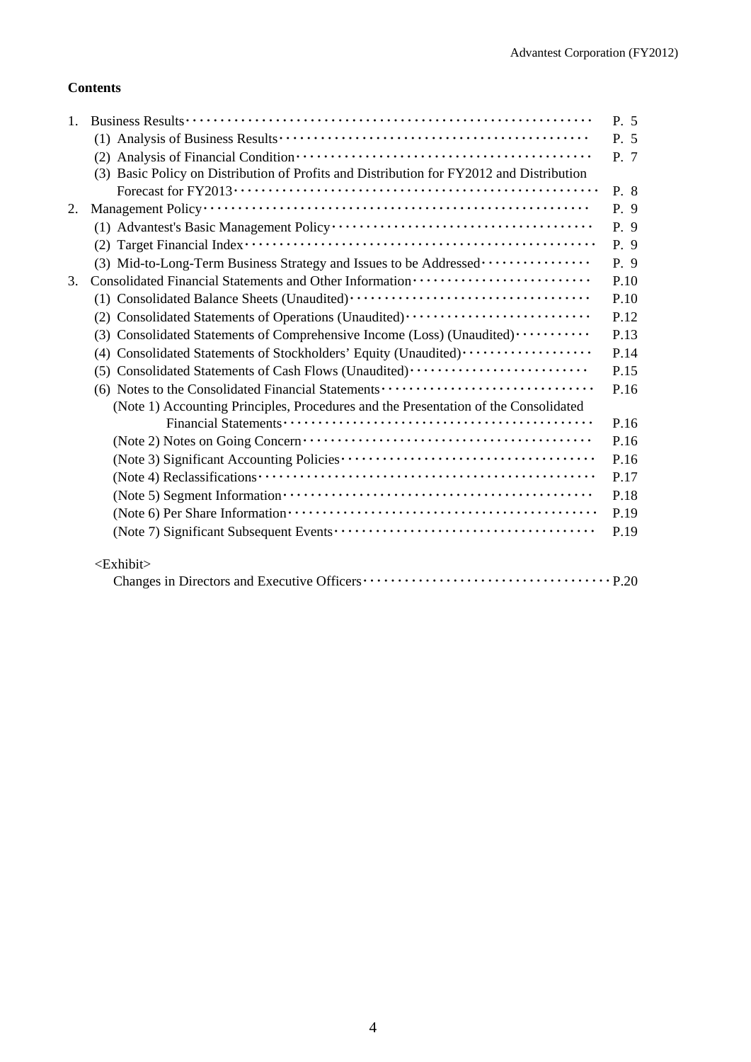**Contents**

| | | |
|---|---|---|
| 1. | Business Results | P. 5 |
| | (1) Analysis of Business Results | P. 5 |
| | (2) Analysis of Financial Condition | P. 7 |
| | (3) Basic Policy on Distribution of Profits and Distribution for FY2012 and Distribution Forecast for FY2013 | P. 8 |
| 2. | Management Policy | P. 9 |
| | (1) Advantest's Basic Management Policy | P. 9 |
| | (2) Target Financial Index | P. 9 |
| | (3) Mid-to-Long-Term Business Strategy and Issues to be Addressed | P. 9 |
| 3. | Consolidated Financial Statements and Other Information | P.10 |
| | (1) Consolidated Balance Sheets (Unaudited) | P.10 |
| | (2) Consolidated Statements of Operations (Unaudited) | P.12 |
| | (3) Consolidated Statements of Comprehensive Income (Loss) (Unaudited) | P.13 |
| | (4) Consolidated Statements of Stockholders' Equity (Unaudited) | P.14 |
| | (5) Consolidated Statements of Cash Flows (Unaudited) | P.15 |
| | (6) Notes to the Consolidated Financial Statements | P.16 |
| | (Note 1) Accounting Principles, Procedures and the Presentation of the Consolidated Financial Statements | P.16 |
| | (Note 2) Notes on Going Concern | P.16 |
| | (Note 3) Significant Accounting Policies | P.16 |
| | (Note 4) Reclassifications | P.17 |
| | (Note 5) Segment Information | P.18 |
| | (Note 6) Per Share Information | P.19 |
| | (Note 7) Significant Subsequent Events | P.19 |

<Exhibit>

Changes in Directors and Executive Officers ····· P.20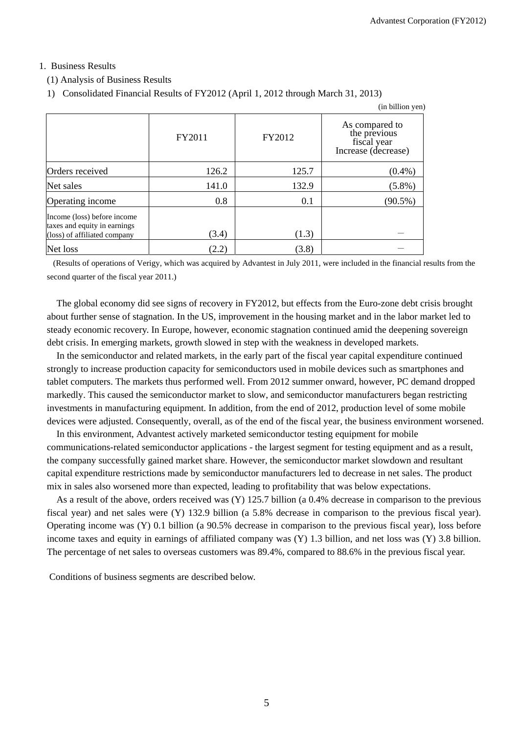1. Business Results

(1) Analysis of Business Results

1) Consolidated Financial Results of FY2012 (April 1, 2012 through March 31, 2013)

(in billion yen)

| | FY2011 | FY2012 | As compared to the previous fiscal year Increase (decrease) |
|---|---|---|---|
| Orders received | 126.2 | 125.7 | (0.4%) |
| Net sales | 141.0 | 132.9 | (5.8%) |
| Operating income | 0.8 | 0.1 | (90.5%) |
| Income (loss) before income taxes and equity in earnings (loss) of affiliated company | (3.4) | (1.3) | — |
| Net loss | (2.2) | (3.8) | — |

(Results of operations of Verigy, which was acquired by Advantest in July 2011, were included in the financial results from the second quarter of the fiscal year 2011.)

The global economy did see signs of recovery in FY2012, but effects from the Euro-zone debt crisis brought about further sense of stagnation. In the US, improvement in the housing market and in the labor market led to steady economic recovery. In Europe, however, economic stagnation continued amid the deepening sovereign debt crisis. In emerging markets, growth slowed in step with the weakness in developed markets.

In the semiconductor and related markets, in the early part of the fiscal year capital expenditure continued strongly to increase production capacity for semiconductors used in mobile devices such as smartphones and tablet computers. The markets thus performed well. From 2012 summer onward, however, PC demand dropped markedly. This caused the semiconductor market to slow, and semiconductor manufacturers began restricting investments in manufacturing equipment. In addition, from the end of 2012, production level of some mobile devices were adjusted. Consequently, overall, as of the end of the fiscal year, the business environment worsened.

In this environment, Advantest actively marketed semiconductor testing equipment for mobile communications-related semiconductor applications - the largest segment for testing equipment and as a result, the company successfully gained market share. However, the semiconductor market slowdown and resultant capital expenditure restrictions made by semiconductor manufacturers led to decrease in net sales. The product mix in sales also worsened more than expected, leading to profitability that was below expectations.

As a result of the above, orders received was (Y) 125.7 billion (a 0.4% decrease in comparison to the previous fiscal year) and net sales were (Y) 132.9 billion (a 5.8% decrease in comparison to the previous fiscal year). Operating income was (Y) 0.1 billion (a 90.5% decrease in comparison to the previous fiscal year), loss before income taxes and equity in earnings of affiliated company was (Y) 1.3 billion, and net loss was (Y) 3.8 billion. The percentage of net sales to overseas customers was 89.4%, compared to 88.6% in the previous fiscal year.

Conditions of business segments are described below.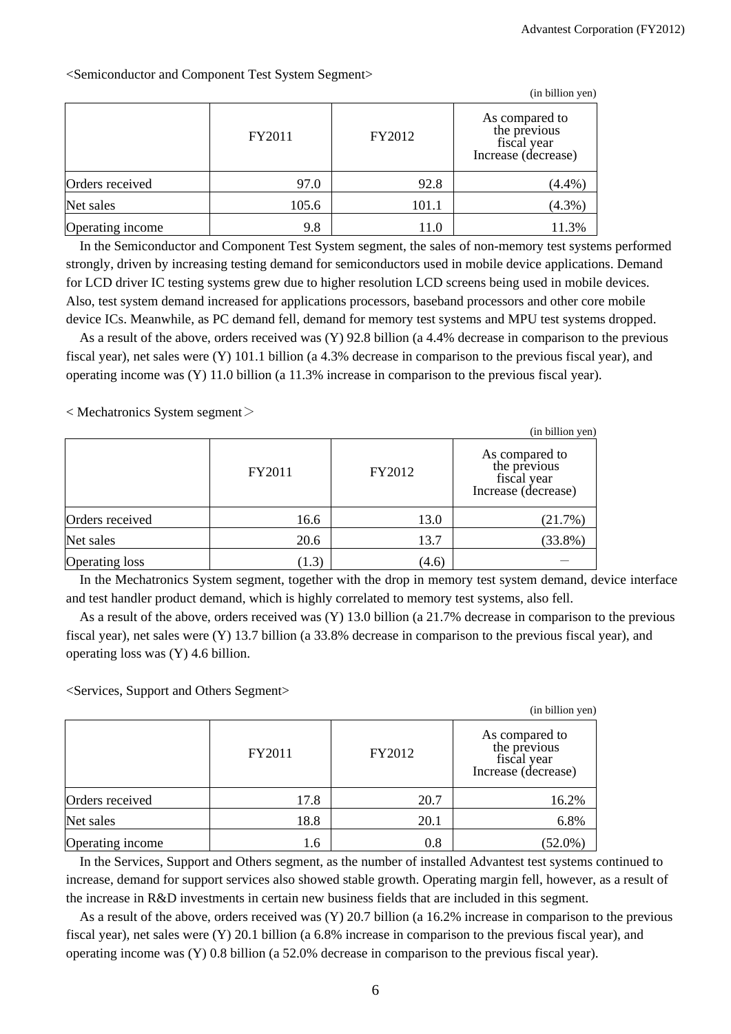<Semiconductor and Component Test System Segment>

(in billion yen)

| | FY2011 | FY2012 | As compared to the previous fiscal year Increase (decrease) |
|---|---|---|---|
| Orders received | 97.0 | 92.8 | (4.4%) |
| Net sales | 105.6 | 101.1 | (4.3%) |
| Operating income | 9.8 | 11.0 | 11.3% |

In the Semiconductor and Component Test System segment, the sales of non-memory test systems performed strongly, driven by increasing testing demand for semiconductors used in mobile device applications. Demand for LCD driver IC testing systems grew due to higher resolution LCD screens being used in mobile devices. Also, test system demand increased for applications processors, baseband processors and other core mobile device ICs. Meanwhile, as PC demand fell, demand for memory test systems and MPU test systems dropped.

As a result of the above, orders received was (Y) 92.8 billion (a 4.4% decrease in comparison to the previous fiscal year), net sales were (Y) 101.1 billion (a 4.3% decrease in comparison to the previous fiscal year), and operating income was (Y) 11.0 billion (a 11.3% increase in comparison to the previous fiscal year).

< Mechatronics System segment＞

(in billion yen)

| | FY2011 | FY2012 | As compared to the previous fiscal year Increase (decrease) |
|---|---|---|---|
| Orders received | 16.6 | 13.0 | (21.7%) |
| Net sales | 20.6 | 13.7 | (33.8%) |
| Operating loss | (1.3) | (4.6) | ― |

In the Mechatronics System segment, together with the drop in memory test system demand, device interface and test handler product demand, which is highly correlated to memory test systems, also fell.

As a result of the above, orders received was (Y) 13.0 billion (a 21.7% decrease in comparison to the previous fiscal year), net sales were (Y) 13.7 billion (a 33.8% decrease in comparison to the previous fiscal year), and operating loss was (Y) 4.6 billion.

<Services, Support and Others Segment>

(in billion yen)

| | FY2011 | FY2012 | As compared to the previous fiscal year Increase (decrease) |
|---|---|---|---|
| Orders received | 17.8 | 20.7 | 16.2% |
| Net sales | 18.8 | 20.1 | 6.8% |
| Operating income | 1.6 | 0.8 | (52.0%) |

In the Services, Support and Others segment, as the number of installed Advantest test systems continued to increase, demand for support services also showed stable growth. Operating margin fell, however, as a result of the increase in R&D investments in certain new business fields that are included in this segment.

As a result of the above, orders received was (Y) 20.7 billion (a 16.2% increase in comparison to the previous fiscal year), net sales were (Y) 20.1 billion (a 6.8% increase in comparison to the previous fiscal year), and operating income was (Y) 0.8 billion (a 52.0% decrease in comparison to the previous fiscal year).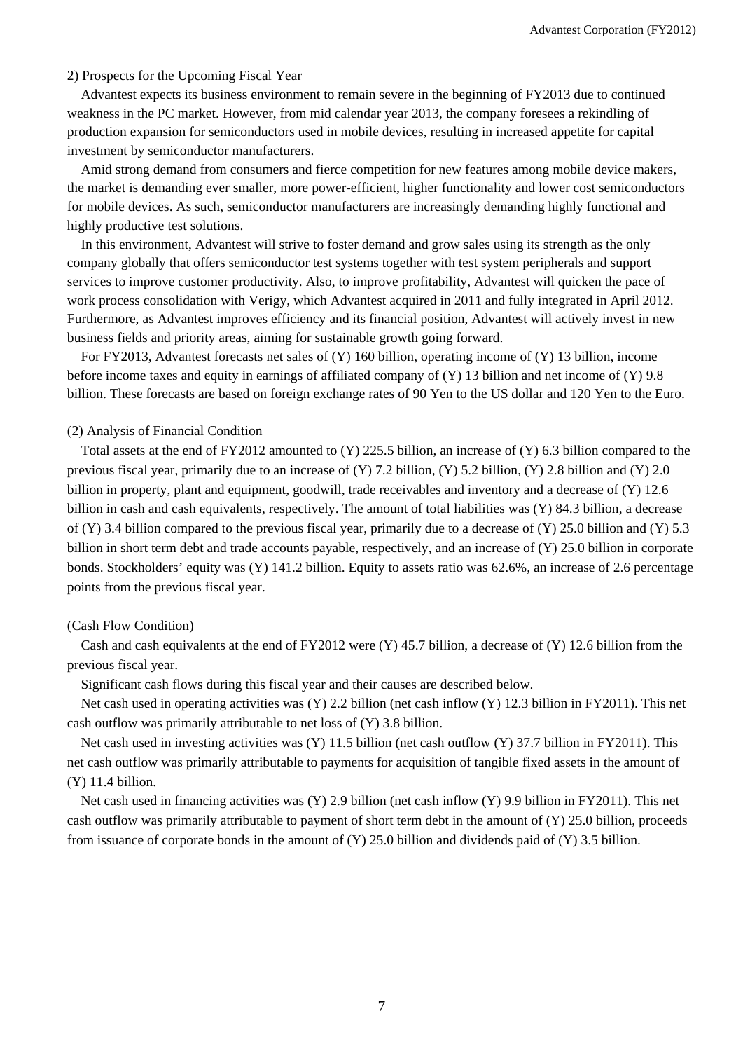2) Prospects for the Upcoming Fiscal Year

Advantest expects its business environment to remain severe in the beginning of FY2013 due to continued weakness in the PC market. However, from mid calendar year 2013, the company foresees a rekindling of production expansion for semiconductors used in mobile devices, resulting in increased appetite for capital investment by semiconductor manufacturers.

Amid strong demand from consumers and fierce competition for new features among mobile device makers, the market is demanding ever smaller, more power-efficient, higher functionality and lower cost semiconductors for mobile devices. As such, semiconductor manufacturers are increasingly demanding highly functional and highly productive test solutions.

In this environment, Advantest will strive to foster demand and grow sales using its strength as the only company globally that offers semiconductor test systems together with test system peripherals and support services to improve customer productivity. Also, to improve profitability, Advantest will quicken the pace of work process consolidation with Verigy, which Advantest acquired in 2011 and fully integrated in April 2012. Furthermore, as Advantest improves efficiency and its financial position, Advantest will actively invest in new business fields and priority areas, aiming for sustainable growth going forward.

For FY2013, Advantest forecasts net sales of (Y) 160 billion, operating income of (Y) 13 billion, income before income taxes and equity in earnings of affiliated company of (Y) 13 billion and net income of (Y) 9.8 billion. These forecasts are based on foreign exchange rates of 90 Yen to the US dollar and 120 Yen to the Euro.

(2) Analysis of Financial Condition

Total assets at the end of FY2012 amounted to (Y) 225.5 billion, an increase of (Y) 6.3 billion compared to the previous fiscal year, primarily due to an increase of (Y) 7.2 billion, (Y) 5.2 billion, (Y) 2.8 billion and (Y) 2.0 billion in property, plant and equipment, goodwill, trade receivables and inventory and a decrease of (Y) 12.6 billion in cash and cash equivalents, respectively. The amount of total liabilities was (Y) 84.3 billion, a decrease of (Y) 3.4 billion compared to the previous fiscal year, primarily due to a decrease of (Y) 25.0 billion and (Y) 5.3 billion in short term debt and trade accounts payable, respectively, and an increase of (Y) 25.0 billion in corporate bonds. Stockholders' equity was (Y) 141.2 billion. Equity to assets ratio was 62.6%, an increase of 2.6 percentage points from the previous fiscal year.

(Cash Flow Condition)

Cash and cash equivalents at the end of FY2012 were (Y) 45.7 billion, a decrease of (Y) 12.6 billion from the previous fiscal year.

Significant cash flows during this fiscal year and their causes are described below.

Net cash used in operating activities was (Y) 2.2 billion (net cash inflow (Y) 12.3 billion in FY2011). This net cash outflow was primarily attributable to net loss of (Y) 3.8 billion.

Net cash used in investing activities was (Y) 11.5 billion (net cash outflow (Y) 37.7 billion in FY2011). This net cash outflow was primarily attributable to payments for acquisition of tangible fixed assets in the amount of (Y) 11.4 billion.

Net cash used in financing activities was (Y) 2.9 billion (net cash inflow (Y) 9.9 billion in FY2011). This net cash outflow was primarily attributable to payment of short term debt in the amount of (Y) 25.0 billion, proceeds from issuance of corporate bonds in the amount of (Y) 25.0 billion and dividends paid of (Y) 3.5 billion.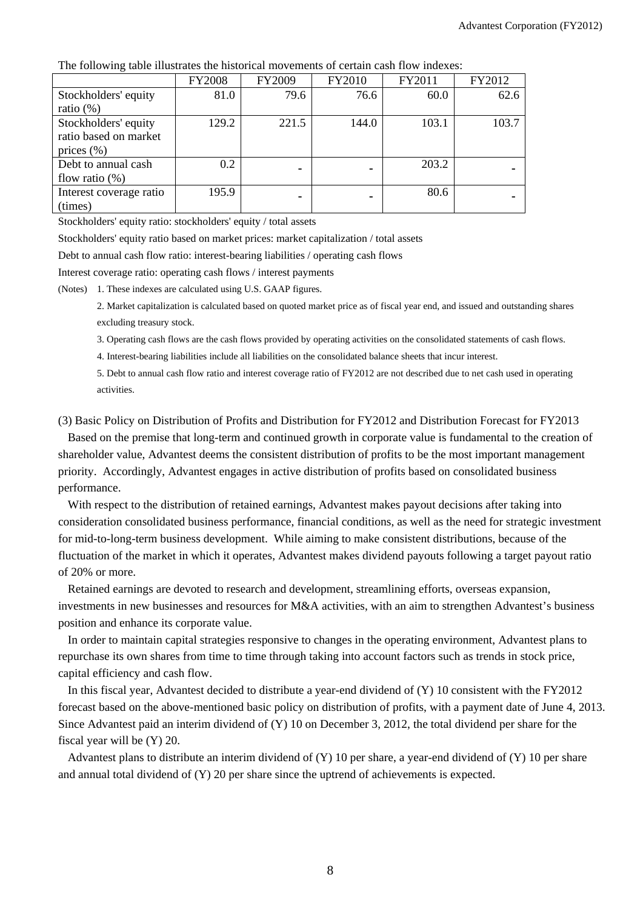The following table illustrates the historical movements of certain cash flow indexes:

| | FY2008 | FY2009 | FY2010 | FY2011 | FY2012 |
|---|---|---|---|---|---|
| Stockholders' equity ratio (%) | 81.0 | 79.6 | 76.6 | 60.0 | 62.6 |
| Stockholders' equity ratio based on market prices (%) | 129.2 | 221.5 | 144.0 | 103.1 | 103.7 |
| Debt to annual cash flow ratio (%) | 0.2 | - | - | 203.2 | - |
| Interest coverage ratio (times) | 195.9 | - | - | 80.6 | - |

Stockholders' equity ratio: stockholders' equity / total assets

Stockholders' equity ratio based on market prices: market capitalization / total assets

Debt to annual cash flow ratio: interest-bearing liabilities / operating cash flows

Interest coverage ratio: operating cash flows / interest payments

(Notes) 1. These indexes are calculated using U.S. GAAP figures.

2. Market capitalization is calculated based on quoted market price as of fiscal year end, and issued and outstanding shares excluding treasury stock.

3. Operating cash flows are the cash flows provided by operating activities on the consolidated statements of cash flows.

4. Interest-bearing liabilities include all liabilities on the consolidated balance sheets that incur interest.

5. Debt to annual cash flow ratio and interest coverage ratio of FY2012 are not described due to net cash used in operating activities.

(3) Basic Policy on Distribution of Profits and Distribution for FY2012 and Distribution Forecast for FY2013

Based on the premise that long-term and continued growth in corporate value is fundamental to the creation of shareholder value, Advantest deems the consistent distribution of profits to be the most important management priority. Accordingly, Advantest engages in active distribution of profits based on consolidated business performance.

With respect to the distribution of retained earnings, Advantest makes payout decisions after taking into consideration consolidated business performance, financial conditions, as well as the need for strategic investment for mid-to-long-term business development. While aiming to make consistent distributions, because of the fluctuation of the market in which it operates, Advantest makes dividend payouts following a target payout ratio of 20% or more.

Retained earnings are devoted to research and development, streamlining efforts, overseas expansion, investments in new businesses and resources for M&A activities, with an aim to strengthen Advantest's business position and enhance its corporate value.

In order to maintain capital strategies responsive to changes in the operating environment, Advantest plans to repurchase its own shares from time to time through taking into account factors such as trends in stock price, capital efficiency and cash flow.

In this fiscal year, Advantest decided to distribute a year-end dividend of (Y) 10 consistent with the FY2012 forecast based on the above-mentioned basic policy on distribution of profits, with a payment date of June 4, 2013. Since Advantest paid an interim dividend of (Y) 10 on December 3, 2012, the total dividend per share for the fiscal year will be (Y) 20.

Advantest plans to distribute an interim dividend of (Y) 10 per share, a year-end dividend of (Y) 10 per share and annual total dividend of (Y) 20 per share since the uptrend of achievements is expected.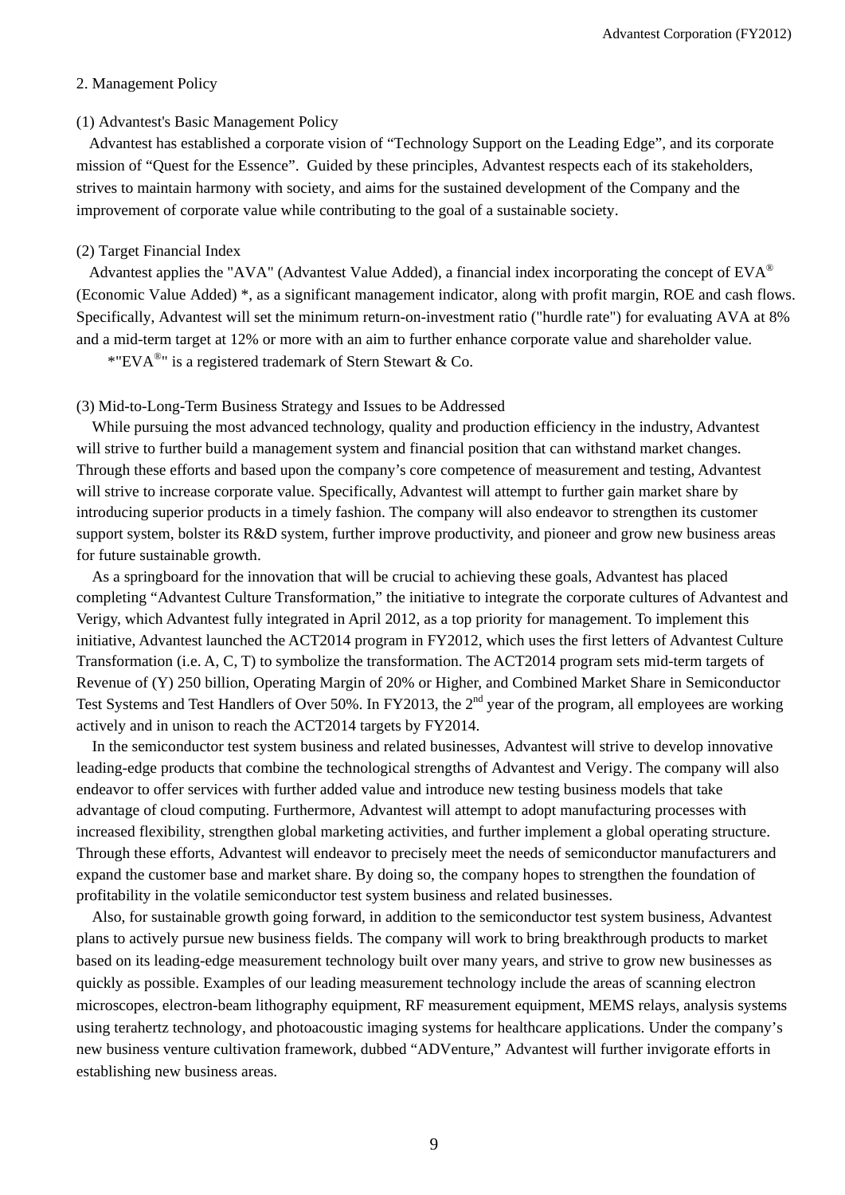## 2. Management Policy

### (1) Advantest's Basic Management Policy

Advantest has established a corporate vision of "Technology Support on the Leading Edge", and its corporate mission of "Quest for the Essence". Guided by these principles, Advantest respects each of its stakeholders, strives to maintain harmony with society, and aims for the sustained development of the Company and the improvement of corporate value while contributing to the goal of a sustainable society.

### (2) Target Financial Index

Advantest applies the "AVA" (Advantest Value Added), a financial index incorporating the concept of EVA® (Economic Value Added) *, as a significant management indicator, along with profit margin, ROE and cash flows. Specifically, Advantest will set the minimum return-on-investment ratio ("hurdle rate") for evaluating AVA at 8% and a mid-term target at 12% or more with an aim to further enhance corporate value and shareholder value.

*"EVA®" is a registered trademark of Stern Stewart & Co.

### (3) Mid-to-Long-Term Business Strategy and Issues to be Addressed

While pursuing the most advanced technology, quality and production efficiency in the industry, Advantest will strive to further build a management system and financial position that can withstand market changes. Through these efforts and based upon the company's core competence of measurement and testing, Advantest will strive to increase corporate value. Specifically, Advantest will attempt to further gain market share by introducing superior products in a timely fashion. The company will also endeavor to strengthen its customer support system, bolster its R&D system, further improve productivity, and pioneer and grow new business areas for future sustainable growth.

As a springboard for the innovation that will be crucial to achieving these goals, Advantest has placed completing "Advantest Culture Transformation," the initiative to integrate the corporate cultures of Advantest and Verigy, which Advantest fully integrated in April 2012, as a top priority for management. To implement this initiative, Advantest launched the ACT2014 program in FY2012, which uses the first letters of Advantest Culture Transformation (i.e. A, C, T) to symbolize the transformation. The ACT2014 program sets mid-term targets of Revenue of (Y) 250 billion, Operating Margin of 20% or Higher, and Combined Market Share in Semiconductor Test Systems and Test Handlers of Over 50%. In FY2013, the 2nd year of the program, all employees are working actively and in unison to reach the ACT2014 targets by FY2014.

In the semiconductor test system business and related businesses, Advantest will strive to develop innovative leading-edge products that combine the technological strengths of Advantest and Verigy. The company will also endeavor to offer services with further added value and introduce new testing business models that take advantage of cloud computing. Furthermore, Advantest will attempt to adopt manufacturing processes with increased flexibility, strengthen global marketing activities, and further implement a global operating structure. Through these efforts, Advantest will endeavor to precisely meet the needs of semiconductor manufacturers and expand the customer base and market share. By doing so, the company hopes to strengthen the foundation of profitability in the volatile semiconductor test system business and related businesses.

Also, for sustainable growth going forward, in addition to the semiconductor test system business, Advantest plans to actively pursue new business fields. The company will work to bring breakthrough products to market based on its leading-edge measurement technology built over many years, and strive to grow new businesses as quickly as possible. Examples of our leading measurement technology include the areas of scanning electron microscopes, electron-beam lithography equipment, RF measurement equipment, MEMS relays, analysis systems using terahertz technology, and photoacoustic imaging systems for healthcare applications. Under the company's new business venture cultivation framework, dubbed "ADVenture," Advantest will further invigorate efforts in establishing new business areas.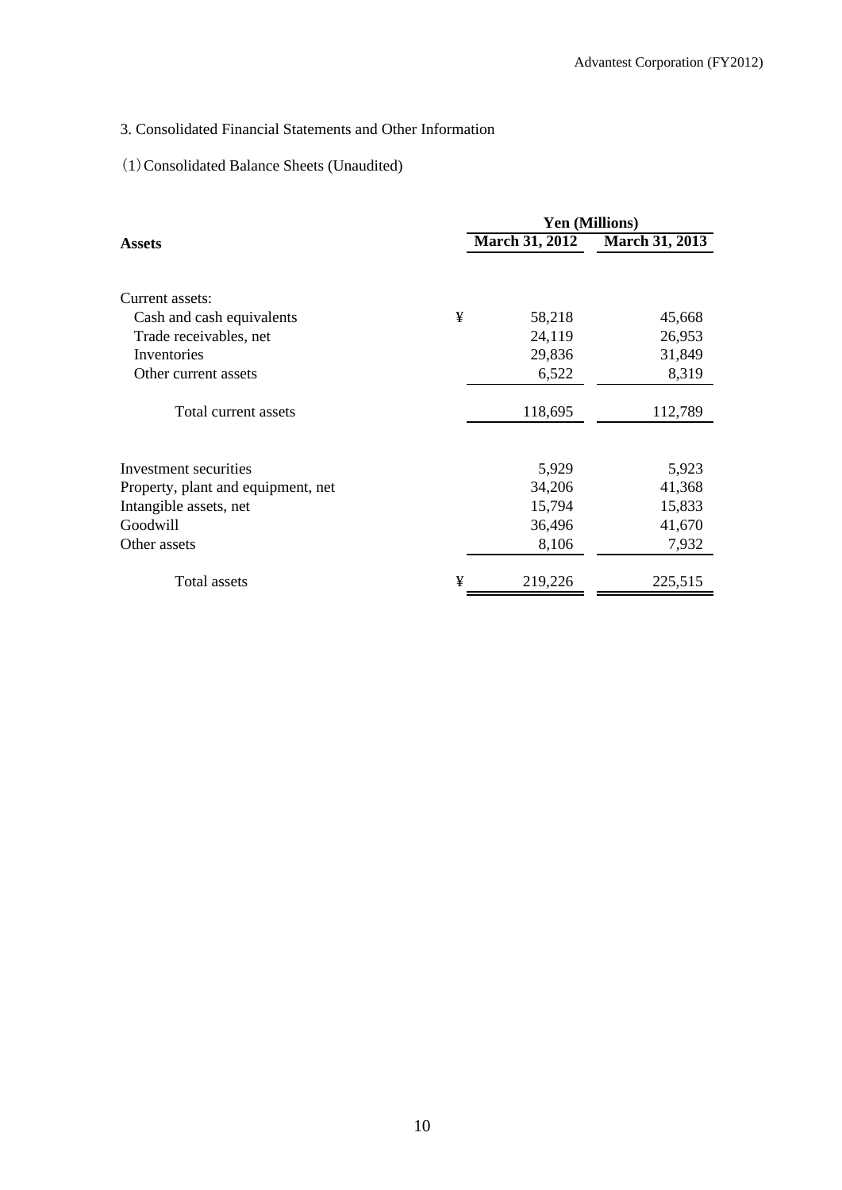## 3. Consolidated Financial Statements and Other Information

### (1) Consolidated Balance Sheets (Unaudited)

| **Assets** | | Yen (Millions) March 31, 2012 | Yen (Millions) March 31, 2013 |
|---|---|---|---|
| Current assets: | | | |
| Cash and cash equivalents | ¥ | 58,218 | 45,668 |
| Trade receivables, net | | 24,119 | 26,953 |
| Inventories | | 29,836 | 31,849 |
| Other current assets | | 6,522 | 8,319 |
| Total current assets | | 118,695 | 112,789 |
| Investment securities | | 5,929 | 5,923 |
| Property, plant and equipment, net | | 34,206 | 41,368 |
| Intangible assets, net | | 15,794 | 15,833 |
| Goodwill | | 36,496 | 41,670 |
| Other assets | | 8,106 | 7,932 |
| Total assets | ¥ | 219,226 | 225,515 |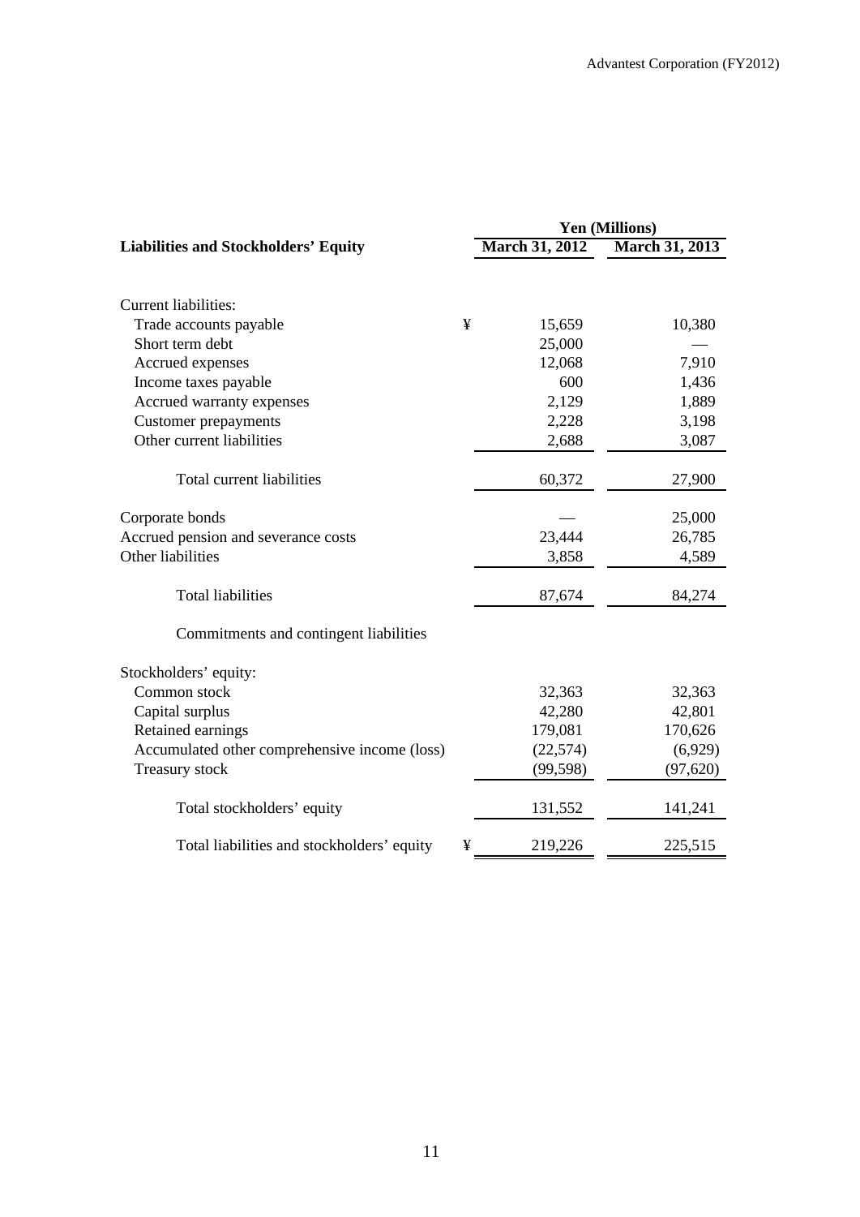| Liabilities and Stockholders' Equity | | Yen (Millions) | |
|---|---|---|---|
| | | March 31, 2012 | March 31, 2013 |
| Current liabilities: | | | |
| Trade accounts payable | ¥ | 15,659 | 10,380 |
| Short term debt | | 25,000 | — |
| Accrued expenses | | 12,068 | 7,910 |
| Income taxes payable | | 600 | 1,436 |
| Accrued warranty expenses | | 2,129 | 1,889 |
| Customer prepayments | | 2,228 | 3,198 |
| Other current liabilities | | 2,688 | 3,087 |
| Total current liabilities | | 60,372 | 27,900 |
| Corporate bonds | | — | 25,000 |
| Accrued pension and severance costs | | 23,444 | 26,785 |
| Other liabilities | | 3,858 | 4,589 |
| Total liabilities | | 87,674 | 84,274 |
| Commitments and contingent liabilities | | | |
| Stockholders' equity: | | | |
| Common stock | | 32,363 | 32,363 |
| Capital surplus | | 42,280 | 42,801 |
| Retained earnings | | 179,081 | 170,626 |
| Accumulated other comprehensive income (loss) | | (22,574) | (6,929) |
| Treasury stock | | (99,598) | (97,620) |
| Total stockholders' equity | | 131,552 | 141,241 |
| Total liabilities and stockholders' equity | ¥ | 219,226 | 225,515 |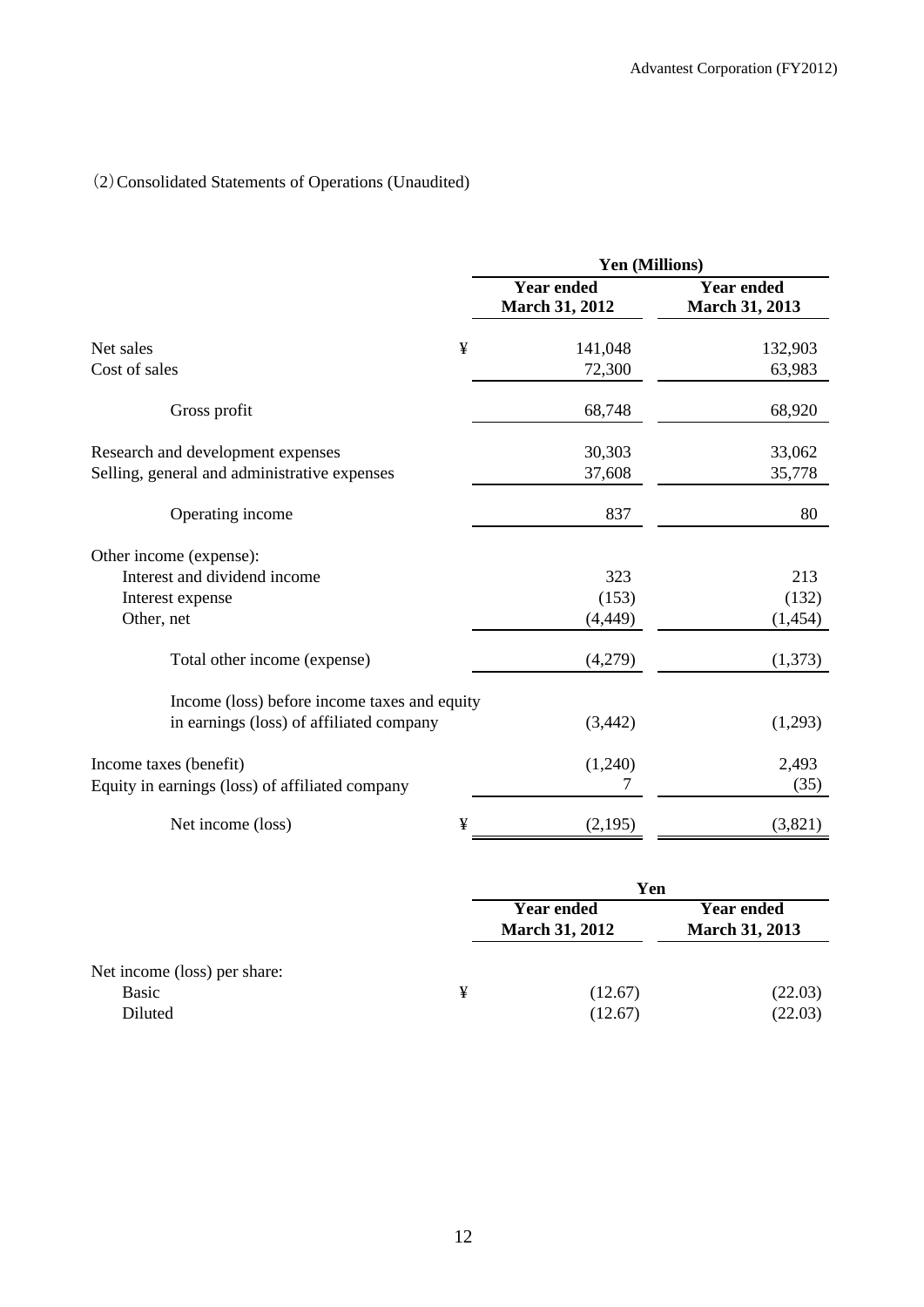## (2) Consolidated Statements of Operations (Unaudited)

| | | Yen (Millions) | |
|---|---|---|---|
| | | **Year ended March 31, 2012** | **Year ended March 31, 2013** |
| Net sales | ¥ | 141,048 | 132,903 |
| Cost of sales | | 72,300 | 63,983 |
| Gross profit | | 68,748 | 68,920 |
| Research and development expenses | | 30,303 | 33,062 |
| Selling, general and administrative expenses | | 37,608 | 35,778 |
| Operating income | | 837 | 80 |
| Other income (expense): | | | |
| Interest and dividend income | | 323 | 213 |
| Interest expense | | (153) | (132) |
| Other, net | | (4,449) | (1,454) |
| Total other income (expense) | | (4,279) | (1,373) |
| Income (loss) before income taxes and equity in earnings (loss) of affiliated company | | (3,442) | (1,293) |
| Income taxes (benefit) | | (1,240) | 2,493 |
| Equity in earnings (loss) of affiliated company | | 7 | (35) |
| Net income (loss) | ¥ | (2,195) | (3,821) |

| | | Yen | |
|---|---|---|---|
| | | **Year ended March 31, 2012** | **Year ended March 31, 2013** |
| Net income (loss) per share: | | | |
| Basic | ¥ | (12.67) | (22.03) |
| Diluted | | (12.67) | (22.03) |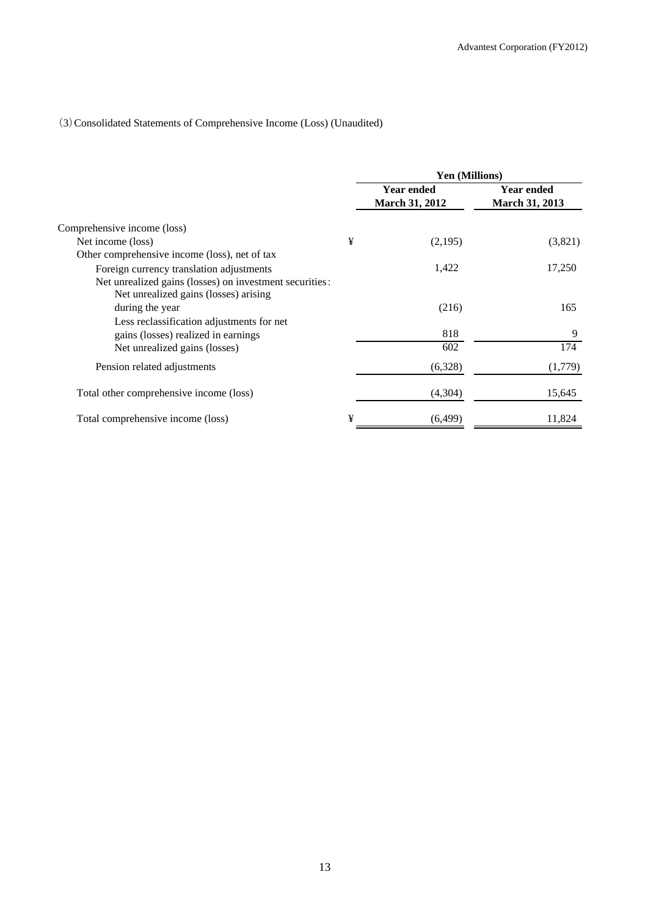(3) Consolidated Statements of Comprehensive Income (Loss) (Unaudited)

| | | Yen (Millions) | |
|---|---|---|---|
| | | Year ended March 31, 2012 | Year ended March 31, 2013 |
| Comprehensive income (loss) | | | |
| Net income (loss) | ¥ | (2,195) | (3,821) |
| Other comprehensive income (loss), net of tax | | | |
| Foreign currency translation adjustments | | 1,422 | 17,250 |
| Net unrealized gains (losses) on investment securities: | | | |
| Net unrealized gains (losses) arising during the year | | (216) | 165 |
| Less reclassification adjustments for net gains (losses) realized in earnings | | 818 | 9 |
| Net unrealized gains (losses) | | 602 | 174 |
| Pension related adjustments | | (6,328) | (1,779) |
| Total other comprehensive income (loss) | | (4,304) | 15,645 |
| Total comprehensive income (loss) | ¥ | (6,499) | 11,824 |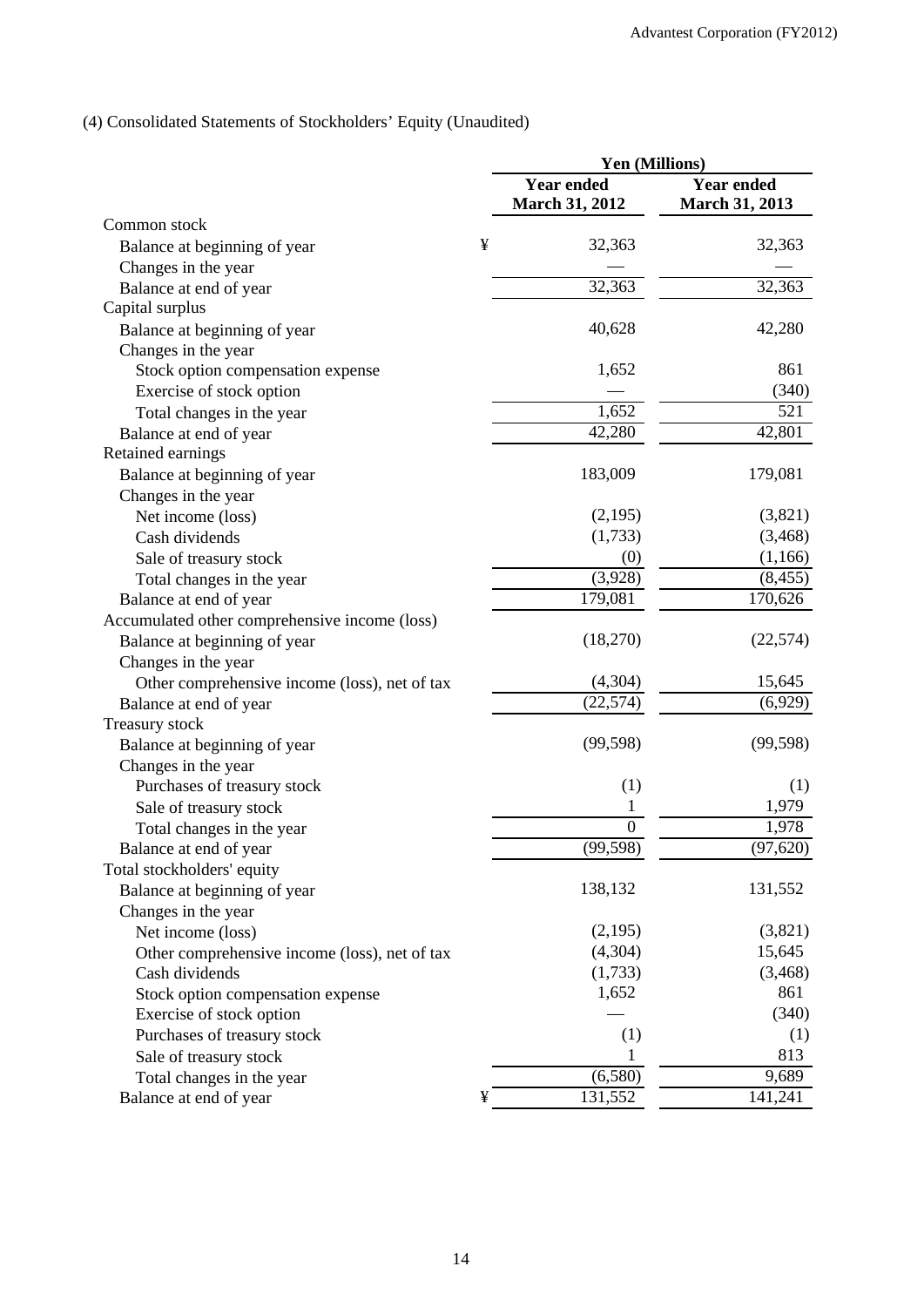(4) Consolidated Statements of Stockholders' Equity (Unaudited)

| | | Yen (Millions) | |
|---|---|---|---|
| | | Year ended March 31, 2012 | Year ended March 31, 2013 |
| Common stock | | | |
| Balance at beginning of year | ¥ | 32,363 | 32,363 |
| Changes in the year | | — | — |
| Balance at end of year | | 32,363 | 32,363 |
| Capital surplus | | | |
| Balance at beginning of year | | 40,628 | 42,280 |
| Changes in the year | | | |
| Stock option compensation expense | | 1,652 | 861 |
| Exercise of stock option | | — | (340) |
| Total changes in the year | | 1,652 | 521 |
| Balance at end of year | | 42,280 | 42,801 |
| Retained earnings | | | |
| Balance at beginning of year | | 183,009 | 179,081 |
| Changes in the year | | | |
| Net income (loss) | | (2,195) | (3,821) |
| Cash dividends | | (1,733) | (3,468) |
| Sale of treasury stock | | (0) | (1,166) |
| Total changes in the year | | (3,928) | (8,455) |
| Balance at end of year | | 179,081 | 170,626 |
| Accumulated other comprehensive income (loss) | | | |
| Balance at beginning of year | | (18,270) | (22,574) |
| Changes in the year | | | |
| Other comprehensive income (loss), net of tax | | (4,304) | 15,645 |
| Balance at end of year | | (22,574) | (6,929) |
| Treasury stock | | | |
| Balance at beginning of year | | (99,598) | (99,598) |
| Changes in the year | | | |
| Purchases of treasury stock | | (1) | (1) |
| Sale of treasury stock | | 1 | 1,979 |
| Total changes in the year | | 0 | 1,978 |
| Balance at end of year | | (99,598) | (97,620) |
| Total stockholders' equity | | | |
| Balance at beginning of year | | 138,132 | 131,552 |
| Changes in the year | | | |
| Net income (loss) | | (2,195) | (3,821) |
| Other comprehensive income (loss), net of tax | | (4,304) | 15,645 |
| Cash dividends | | (1,733) | (3,468) |
| Stock option compensation expense | | 1,652 | 861 |
| Exercise of stock option | | — | (340) |
| Purchases of treasury stock | | (1) | (1) |
| Sale of treasury stock | | 1 | 813 |
| Total changes in the year | | (6,580) | 9,689 |
| Balance at end of year | ¥ | 131,552 | 141,241 |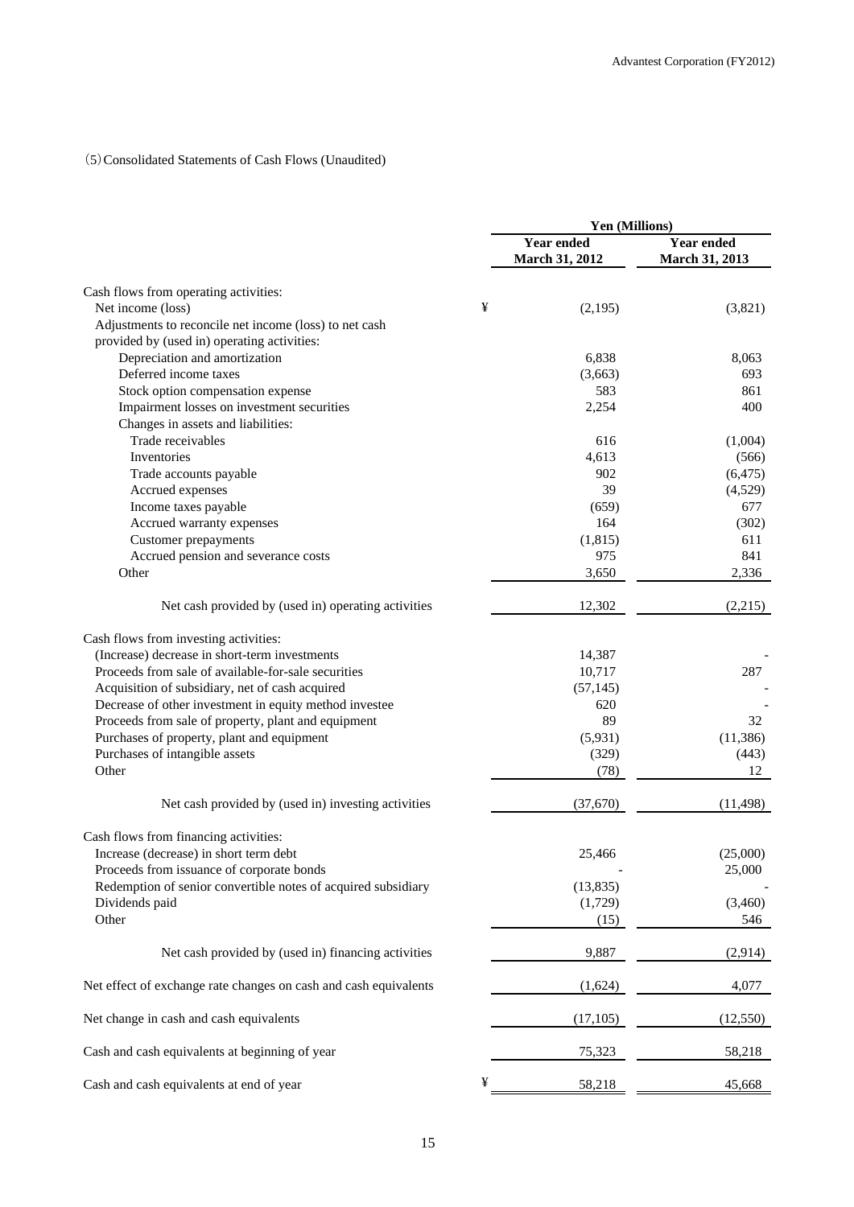(5) Consolidated Statements of Cash Flows (Unaudited)

| | Yen (Millions) | |
|---|---|---|
| | Year ended March 31, 2012 | Year ended March 31, 2013 |
| Cash flows from operating activities: | | |
| Net income (loss) | ¥ (2,195) | (3,821) |
| Adjustments to reconcile net income (loss) to net cash provided by (used in) operating activities: | | |
| Depreciation and amortization | 6,838 | 8,063 |
| Deferred income taxes | (3,663) | 693 |
| Stock option compensation expense | 583 | 861 |
| Impairment losses on investment securities | 2,254 | 400 |
| Changes in assets and liabilities: | | |
| Trade receivables | 616 | (1,004) |
| Inventories | 4,613 | (566) |
| Trade accounts payable | 902 | (6,475) |
| Accrued expenses | 39 | (4,529) |
| Income taxes payable | (659) | 677 |
| Accrued warranty expenses | 164 | (302) |
| Customer prepayments | (1,815) | 611 |
| Accrued pension and severance costs | 975 | 841 |
| Other | 3,650 | 2,336 |
| Net cash provided by (used in) operating activities | 12,302 | (2,215) |
| Cash flows from investing activities: | | |
| (Increase) decrease in short-term investments | 14,387 | - |
| Proceeds from sale of available-for-sale securities | 10,717 | 287 |
| Acquisition of subsidiary, net of cash acquired | (57,145) | - |
| Decrease of other investment in equity method investee | 620 | - |
| Proceeds from sale of property, plant and equipment | 89 | 32 |
| Purchases of property, plant and equipment | (5,931) | (11,386) |
| Purchases of intangible assets | (329) | (443) |
| Other | (78) | 12 |
| Net cash provided by (used in) investing activities | (37,670) | (11,498) |
| Cash flows from financing activities: | | |
| Increase (decrease) in short term debt | 25,466 | (25,000) |
| Proceeds from issuance of corporate bonds | - | 25,000 |
| Redemption of senior convertible notes of acquired subsidiary | (13,835) | - |
| Dividends paid | (1,729) | (3,460) |
| Other | (15) | 546 |
| Net cash provided by (used in) financing activities | 9,887 | (2,914) |
| Net effect of exchange rate changes on cash and cash equivalents | (1,624) | 4,077 |
| Net change in cash and cash equivalents | (17,105) | (12,550) |
| Cash and cash equivalents at beginning of year | 75,323 | 58,218 |
| Cash and cash equivalents at end of year | ¥ 58,218 | 45,668 |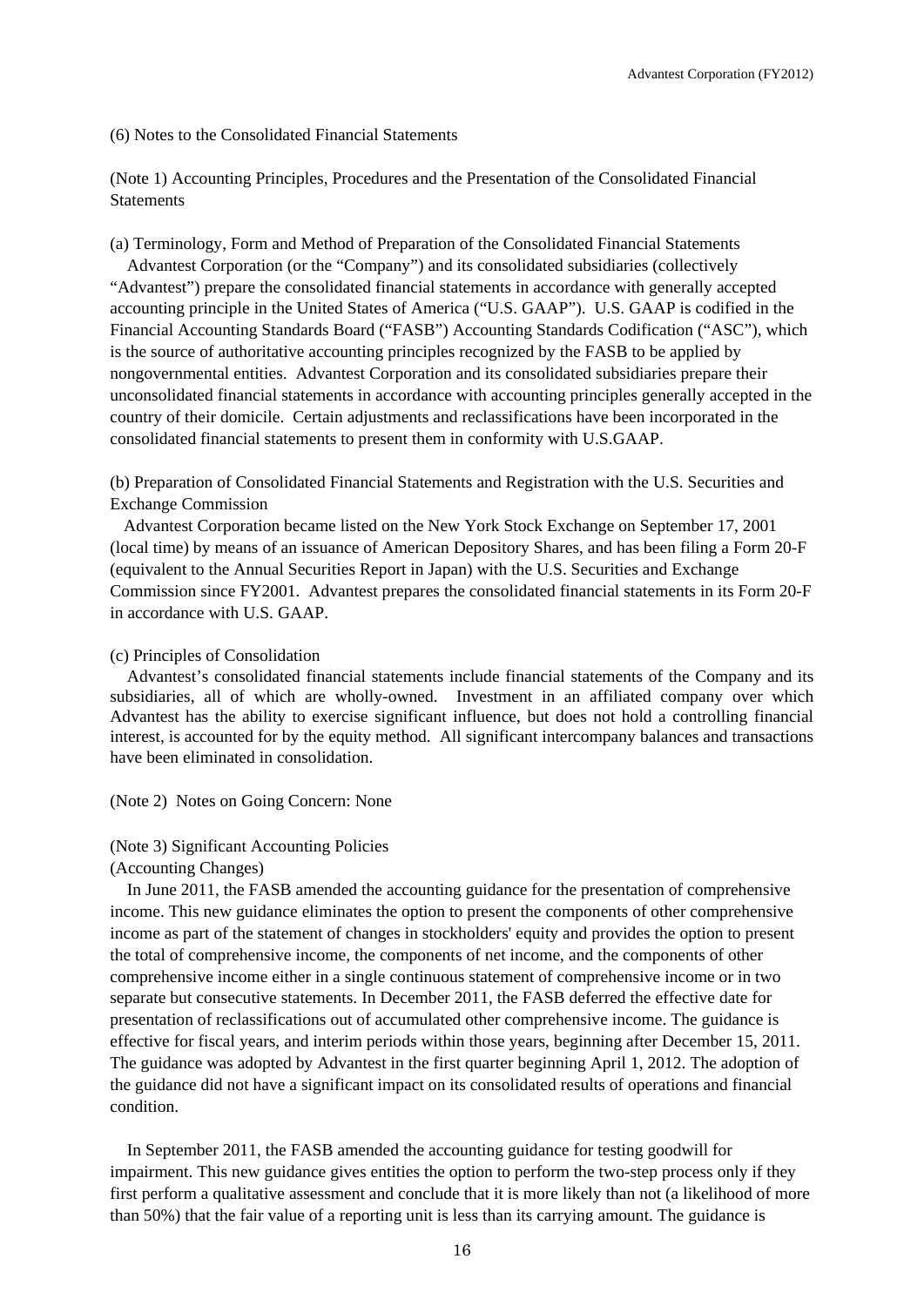(6) Notes to the Consolidated Financial Statements

(Note 1) Accounting Principles, Procedures and the Presentation of the Consolidated Financial Statements

(a) Terminology, Form and Method of Preparation of the Consolidated Financial Statements

Advantest Corporation (or the "Company") and its consolidated subsidiaries (collectively "Advantest") prepare the consolidated financial statements in accordance with generally accepted accounting principle in the United States of America ("U.S. GAAP"). U.S. GAAP is codified in the Financial Accounting Standards Board ("FASB") Accounting Standards Codification ("ASC"), which is the source of authoritative accounting principles recognized by the FASB to be applied by nongovernmental entities. Advantest Corporation and its consolidated subsidiaries prepare their unconsolidated financial statements in accordance with accounting principles generally accepted in the country of their domicile. Certain adjustments and reclassifications have been incorporated in the consolidated financial statements to present them in conformity with U.S.GAAP.

(b) Preparation of Consolidated Financial Statements and Registration with the U.S. Securities and Exchange Commission

Advantest Corporation became listed on the New York Stock Exchange on September 17, 2001 (local time) by means of an issuance of American Depository Shares, and has been filing a Form 20-F (equivalent to the Annual Securities Report in Japan) with the U.S. Securities and Exchange Commission since FY2001. Advantest prepares the consolidated financial statements in its Form 20-F in accordance with U.S. GAAP.

(c) Principles of Consolidation

Advantest's consolidated financial statements include financial statements of the Company and its subsidiaries, all of which are wholly-owned. Investment in an affiliated company over which Advantest has the ability to exercise significant influence, but does not hold a controlling financial interest, is accounted for by the equity method. All significant intercompany balances and transactions have been eliminated in consolidation.

(Note 2) Notes on Going Concern: None

(Note 3) Significant Accounting Policies

(Accounting Changes)

In June 2011, the FASB amended the accounting guidance for the presentation of comprehensive income. This new guidance eliminates the option to present the components of other comprehensive income as part of the statement of changes in stockholders' equity and provides the option to present the total of comprehensive income, the components of net income, and the components of other comprehensive income either in a single continuous statement of comprehensive income or in two separate but consecutive statements. In December 2011, the FASB deferred the effective date for presentation of reclassifications out of accumulated other comprehensive income. The guidance is effective for fiscal years, and interim periods within those years, beginning after December 15, 2011. The guidance was adopted by Advantest in the first quarter beginning April 1, 2012. The adoption of the guidance did not have a significant impact on its consolidated results of operations and financial condition.

In September 2011, the FASB amended the accounting guidance for testing goodwill for impairment. This new guidance gives entities the option to perform the two-step process only if they first perform a qualitative assessment and conclude that it is more likely than not (a likelihood of more than 50%) that the fair value of a reporting unit is less than its carrying amount. The guidance is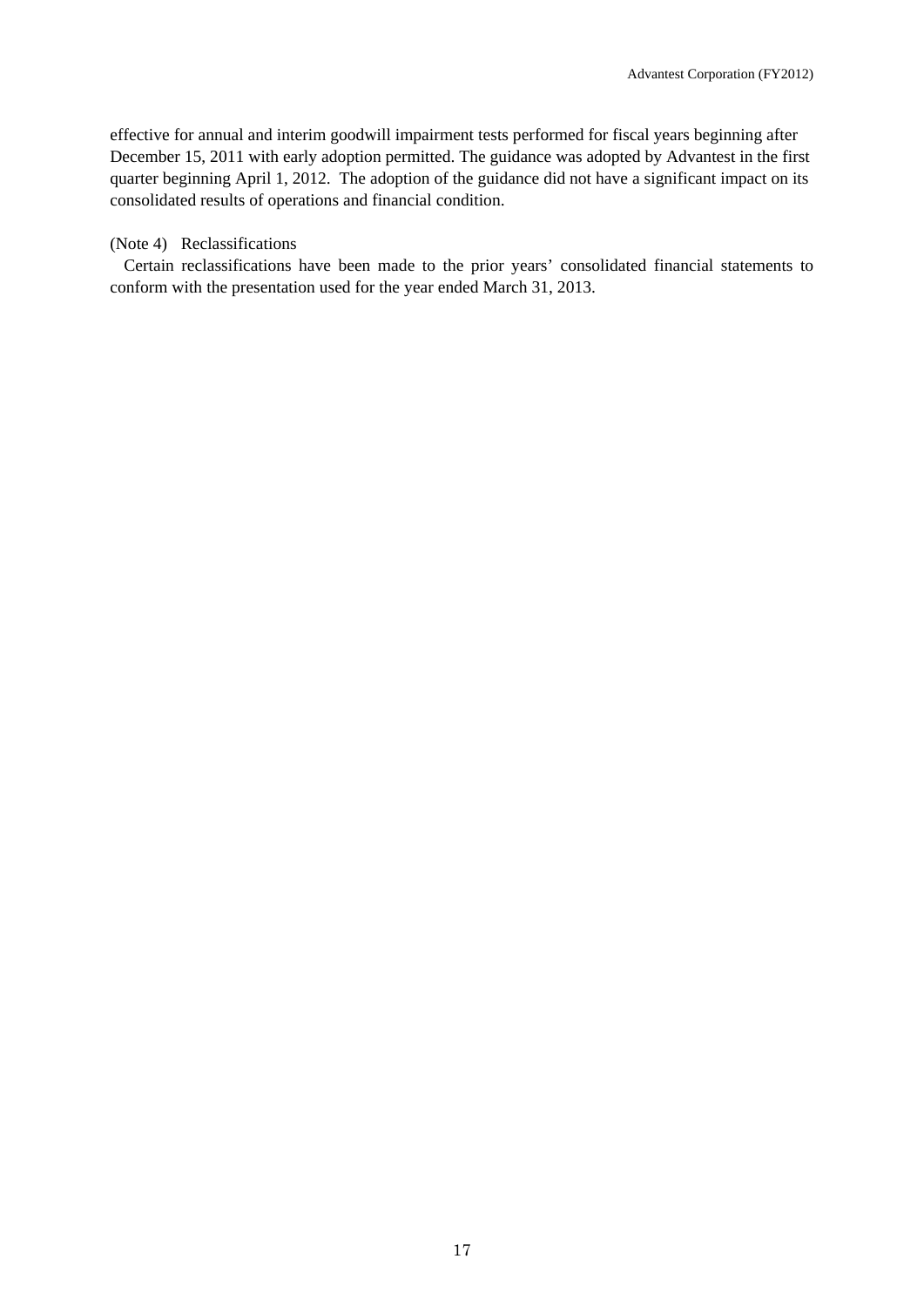effective for annual and interim goodwill impairment tests performed for fiscal years beginning after December 15, 2011 with early adoption permitted. The guidance was adopted by Advantest in the first quarter beginning April 1, 2012. The adoption of the guidance did not have a significant impact on its consolidated results of operations and financial condition.

(Note 4) Reclassifications

Certain reclassifications have been made to the prior years' consolidated financial statements to conform with the presentation used for the year ended March 31, 2013.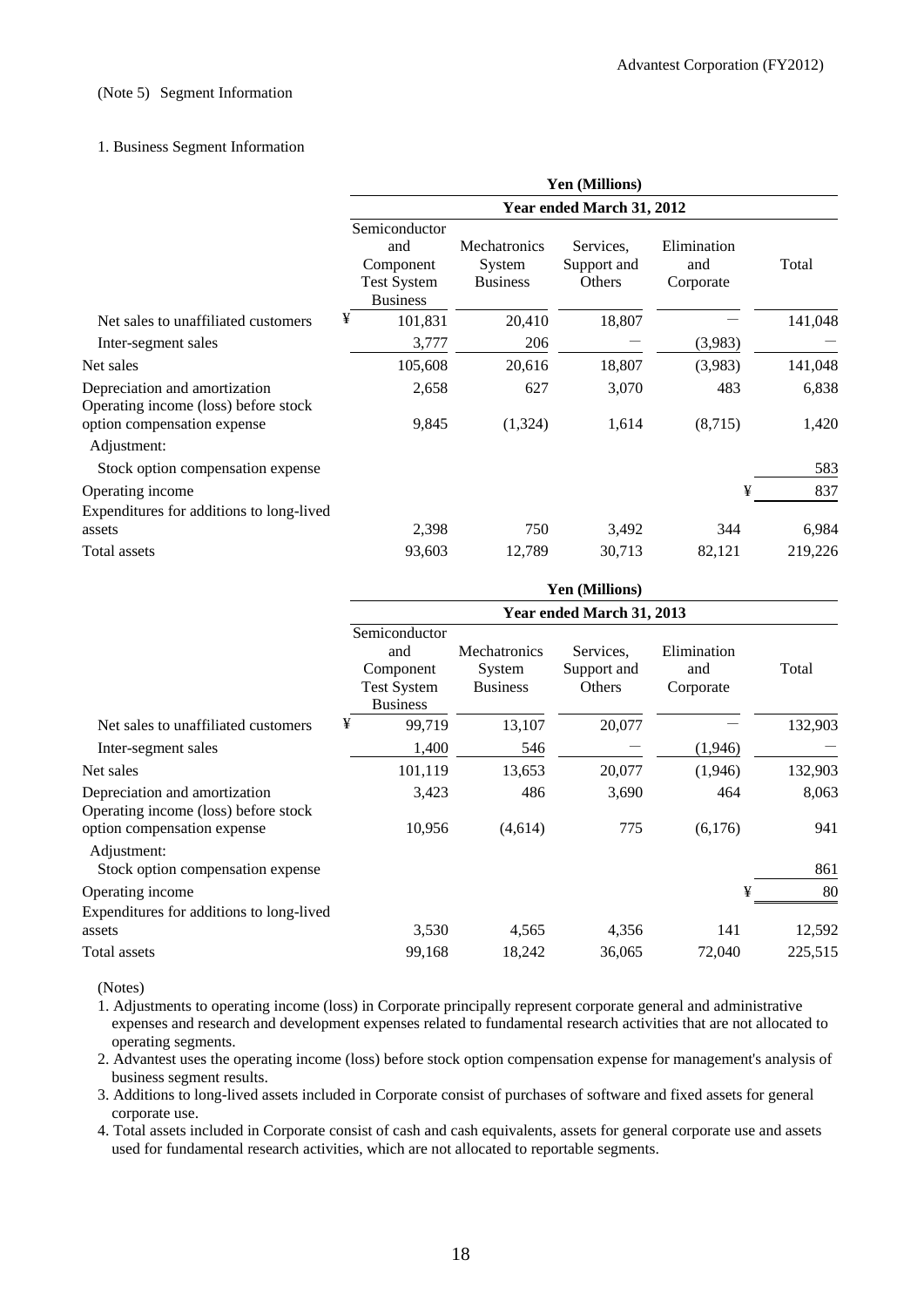(Note 5) Segment Information

1. Business Segment Information

| | Yen (Millions) | | | | |
|---|---|---|---|---|---|
| | Year ended March 31, 2012 | | | | |
| | Semiconductor and Component Test System Business | Mechatronics System Business | Services, Support and Others | Elimination and Corporate | Total |
| Net sales to unaffiliated customers | ¥ 101,831 | 20,410 | 18,807 | — | 141,048 |
| Inter-segment sales | 3,777 | 206 | — | (3,983) | — |
| Net sales | 105,608 | 20,616 | 18,807 | (3,983) | 141,048 |
| Depreciation and amortization | 2,658 | 627 | 3,070 | 483 | 6,838 |
| Operating income (loss) before stock option compensation expense | 9,845 | (1,324) | 1,614 | (8,715) | 1,420 |
| Adjustment: | | | | | |
| Stock option compensation expense | | | | | 583 |
| Operating income | | | | ¥ | 837 |
| Expenditures for additions to long-lived assets | 2,398 | 750 | 3,492 | 344 | 6,984 |
| Total assets | 93,603 | 12,789 | 30,713 | 82,121 | 219,226 |

| | Yen (Millions) | | | | |
|---|---|---|---|---|---|
| | Year ended March 31, 2013 | | | | |
| | Semiconductor and Component Test System Business | Mechatronics System Business | Services, Support and Others | Elimination and Corporate | Total |
| Net sales to unaffiliated customers | ¥ 99,719 | 13,107 | 20,077 | — | 132,903 |
| Inter-segment sales | 1,400 | 546 | — | (1,946) | — |
| Net sales | 101,119 | 13,653 | 20,077 | (1,946) | 132,903 |
| Depreciation and amortization | 3,423 | 486 | 3,690 | 464 | 8,063 |
| Operating income (loss) before stock option compensation expense | 10,956 | (4,614) | 775 | (6,176) | 941 |
| Adjustment: | | | | | |
| Stock option compensation expense | | | | | 861 |
| Operating income | | | | ¥ | 80 |
| Expenditures for additions to long-lived assets | 3,530 | 4,565 | 4,356 | 141 | 12,592 |
| Total assets | 99,168 | 18,242 | 36,065 | 72,040 | 225,515 |

(Notes)

1. Adjustments to operating income (loss) in Corporate principally represent corporate general and administrative expenses and research and development expenses related to fundamental research activities that are not allocated to operating segments.
2. Advantest uses the operating income (loss) before stock option compensation expense for management's analysis of business segment results.
3. Additions to long-lived assets included in Corporate consist of purchases of software and fixed assets for general corporate use.
4. Total assets included in Corporate consist of cash and cash equivalents, assets for general corporate use and assets used for fundamental research activities, which are not allocated to reportable segments.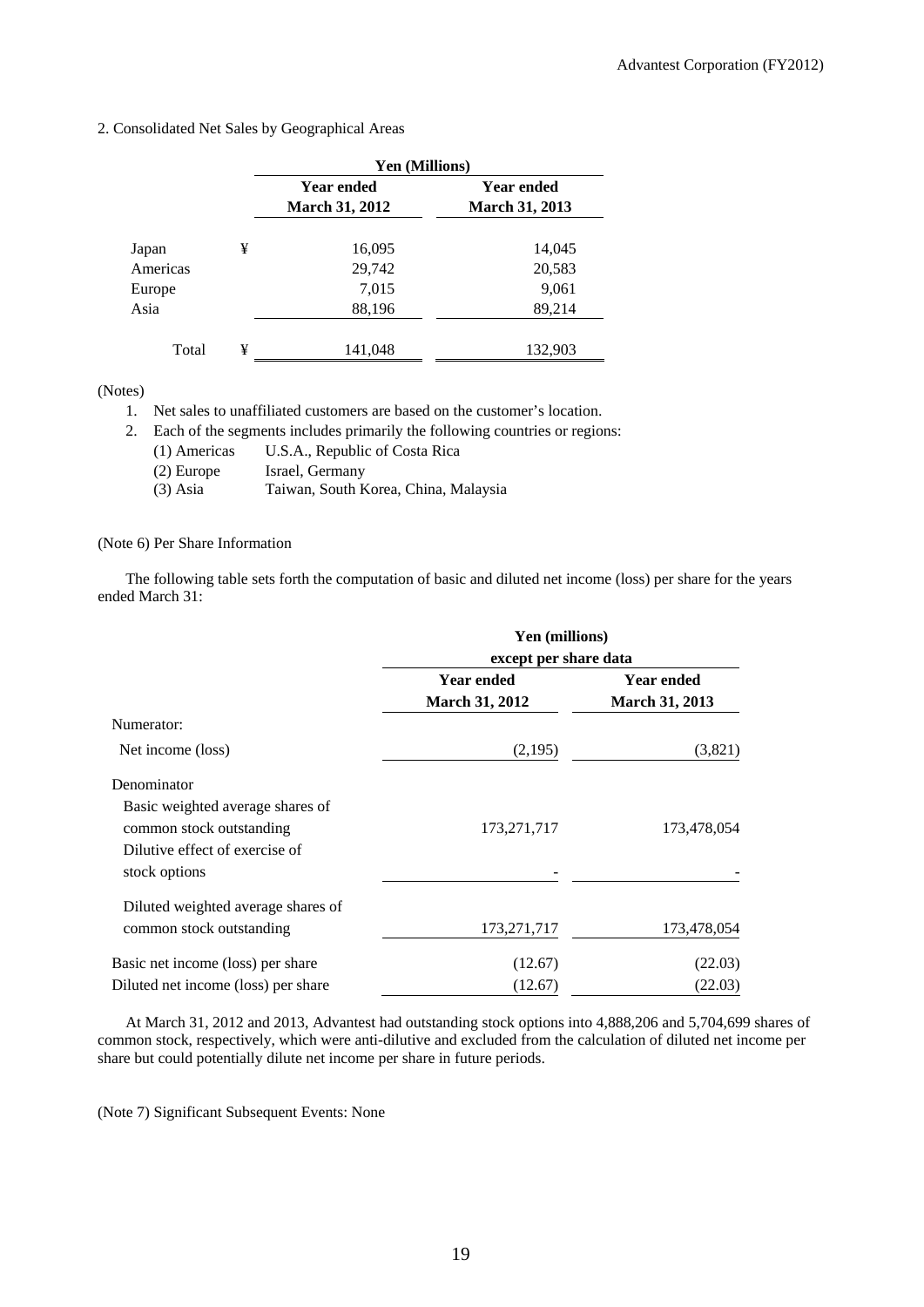2. Consolidated Net Sales by Geographical Areas

| | | Yen (Millions) | |
|---|---|---|---|
| | | Year ended March 31, 2012 | Year ended March 31, 2013 |
| Japan | ¥ | 16,095 | 14,045 |
| Americas | | 29,742 | 20,583 |
| Europe | | 7,015 | 9,061 |
| Asia | | 88,196 | 89,214 |
| Total | ¥ | 141,048 | 132,903 |

(Notes)

1. Net sales to unaffiliated customers are based on the customer's location.
2. Each of the segments includes primarily the following countries or regions:
   - (1) Americas U.S.A., Republic of Costa Rica
   - (2) Europe Israel, Germany
   - (3) Asia Taiwan, South Korea, China, Malaysia

(Note 6) Per Share Information

The following table sets forth the computation of basic and diluted net income (loss) per share for the years ended March 31:

| | Yen (millions) except per share data | |
|---|---|---|
| | Year ended March 31, 2012 | Year ended March 31, 2013 |
| Numerator: | | |
| Net income (loss) | (2,195) | (3,821) |
| Denominator | | |
| Basic weighted average shares of common stock outstanding | 173,271,717 | 173,478,054 |
| Dilutive effect of exercise of stock options | - | - |
| Diluted weighted average shares of common stock outstanding | 173,271,717 | 173,478,054 |
| Basic net income (loss) per share | (12.67) | (22.03) |
| Diluted net income (loss) per share | (12.67) | (22.03) |

At March 31, 2012 and 2013, Advantest had outstanding stock options into 4,888,206 and 5,704,699 shares of common stock, respectively, which were anti-dilutive and excluded from the calculation of diluted net income per share but could potentially dilute net income per share in future periods.

(Note 7) Significant Subsequent Events: None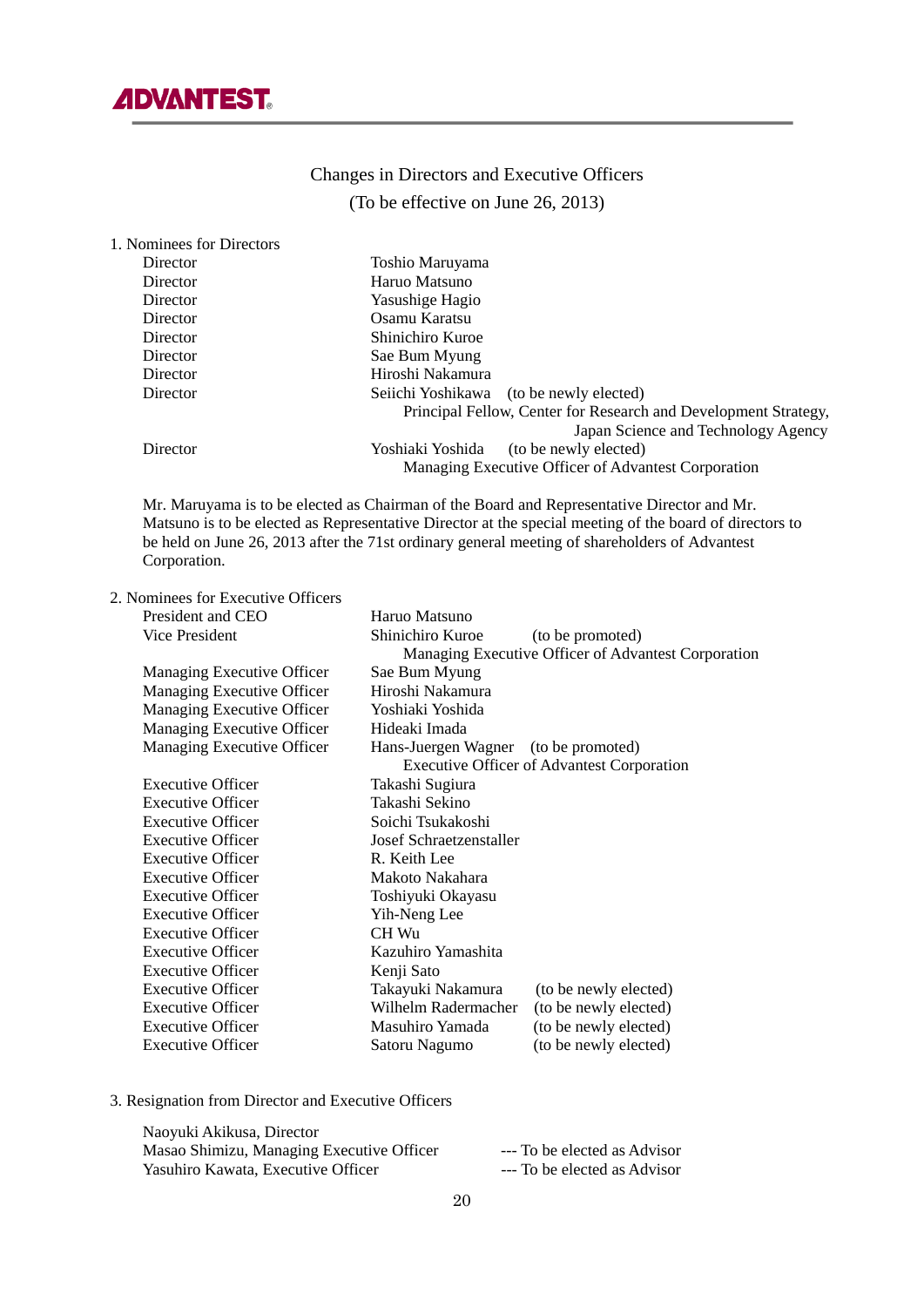# Changes in Directors and Executive Officers

(To be effective on June 26, 2013)

## 1. Nominees for Directors

| | |
|---|---|
| Director | Toshio Maruyama |
| Director | Haruo Matsuno |
| Director | Yasushige Hagio |
| Director | Osamu Karatsu |
| Director | Shinichiro Kuroe |
| Director | Sae Bum Myung |
| Director | Hiroshi Nakamura |
| Director | Seiichi Yoshikawa (to be newly elected)<br>Principal Fellow, Center for Research and Development Strategy, Japan Science and Technology Agency |
| Director | Yoshiaki Yoshida (to be newly elected)<br>Managing Executive Officer of Advantest Corporation |

Mr. Maruyama is to be elected as Chairman of the Board and Representative Director and Mr. Matsuno is to be elected as Representative Director at the special meeting of the board of directors to be held on June 26, 2013 after the 71st ordinary general meeting of shareholders of Advantest Corporation.

## 2. Nominees for Executive Officers

| | | |
|---|---|---|
| President and CEO | Haruo Matsuno | |
| Vice President | Shinichiro Kuroe<br>Managing Executive Officer of Advantest Corporation | (to be promoted) |
| Managing Executive Officer | Sae Bum Myung | |
| Managing Executive Officer | Hiroshi Nakamura | |
| Managing Executive Officer | Yoshiaki Yoshida | |
| Managing Executive Officer | Hideaki Imada | |
| Managing Executive Officer | Hans-Juergen Wagner<br>Executive Officer of Advantest Corporation | (to be promoted) |
| Executive Officer | Takashi Sugiura | |
| Executive Officer | Takashi Sekino | |
| Executive Officer | Soichi Tsukakoshi | |
| Executive Officer | Josef Schraetzenstaller | |
| Executive Officer | R. Keith Lee | |
| Executive Officer | Makoto Nakahara | |
| Executive Officer | Toshiyuki Okayasu | |
| Executive Officer | Yih-Neng Lee | |
| Executive Officer | CH Wu | |
| Executive Officer | Kazuhiro Yamashita | |
| Executive Officer | Kenji Sato | |
| Executive Officer | Takayuki Nakamura | (to be newly elected) |
| Executive Officer | Wilhelm Radermacher | (to be newly elected) |
| Executive Officer | Masuhiro Yamada | (to be newly elected) |
| Executive Officer | Satoru Nagumo | (to be newly elected) |

## 3. Resignation from Director and Executive Officers

Naoyuki Akikusa, Director

Masao Shimizu, Managing Executive Officer --- To be elected as Advisor

Yasuhiro Kawata, Executive Officer --- To be elected as Advisor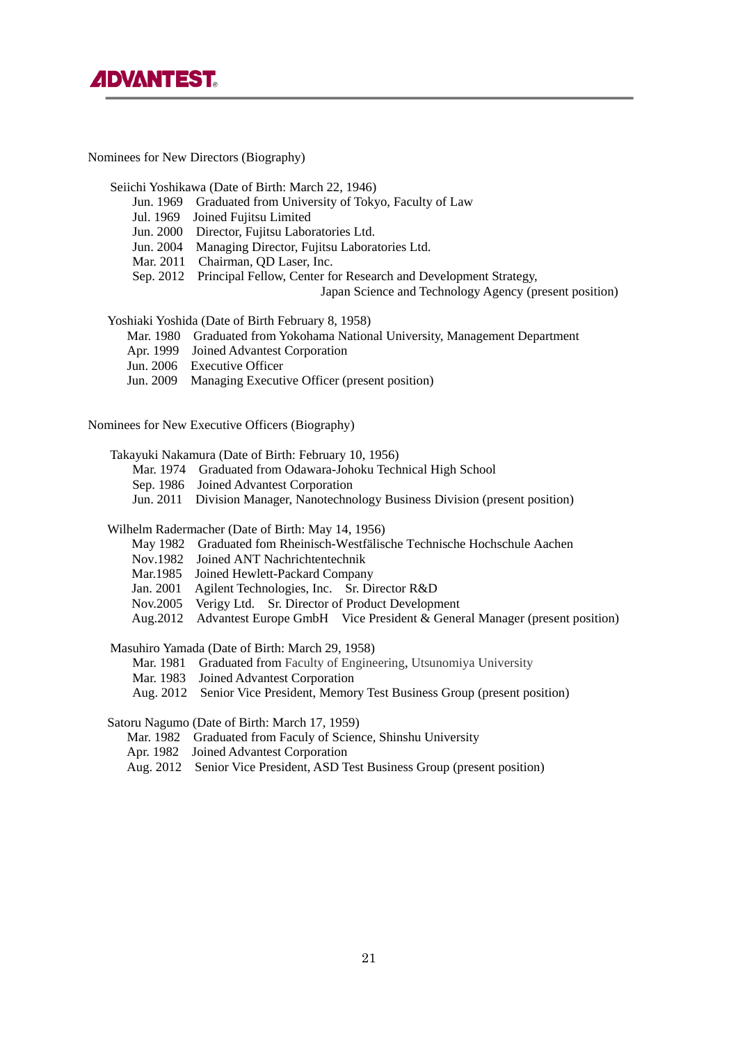Nominees for New Directors (Biography)

Seiichi Yoshikawa (Date of Birth: March 22, 1946)

- Jun. 1969  Graduated from University of Tokyo, Faculty of Law
- Jul. 1969  Joined Fujitsu Limited
- Jun. 2000  Director, Fujitsu Laboratories Ltd.
- Jun. 2004  Managing Director, Fujitsu Laboratories Ltd.
- Mar. 2011  Chairman, QD Laser, Inc.
- Sep. 2012  Principal Fellow, Center for Research and Development Strategy, Japan Science and Technology Agency (present position)

Yoshiaki Yoshida (Date of Birth February 8, 1958)

- Mar. 1980  Graduated from Yokohama National University, Management Department
- Apr. 1999  Joined Advantest Corporation
- Jun. 2006  Executive Officer
- Jun. 2009  Managing Executive Officer (present position)

Nominees for New Executive Officers (Biography)

Takayuki Nakamura (Date of Birth: February 10, 1956)

- Mar. 1974  Graduated from Odawara-Johoku Technical High School
- Sep. 1986  Joined Advantest Corporation
- Jun. 2011  Division Manager, Nanotechnology Business Division (present position)

Wilhelm Radermacher (Date of Birth: May 14, 1956)

- May 1982  Graduated fom Rheinisch-Westfälische Technische Hochschule Aachen
- Nov.1982  Joined ANT Nachrichtentechnik
- Mar.1985  Joined Hewlett-Packard Company
- Jan. 2001  Agilent Technologies, Inc.  Sr. Director R&D
- Nov.2005  Verigy Ltd.  Sr. Director of Product Development
- Aug.2012  Advantest Europe GmbH  Vice President & General Manager (present position)

Masuhiro Yamada (Date of Birth: March 29, 1958)

- Mar. 1981  Graduated from Faculty of Engineering, Utsunomiya University
- Mar. 1983  Joined Advantest Corporation
- Aug. 2012  Senior Vice President, Memory Test Business Group (present position)

Satoru Nagumo (Date of Birth: March 17, 1959)

- Mar. 1982  Graduated from Faculy of Science, Shinshu University
- Apr. 1982  Joined Advantest Corporation
- Aug. 2012  Senior Vice President, ASD Test Business Group (present position)